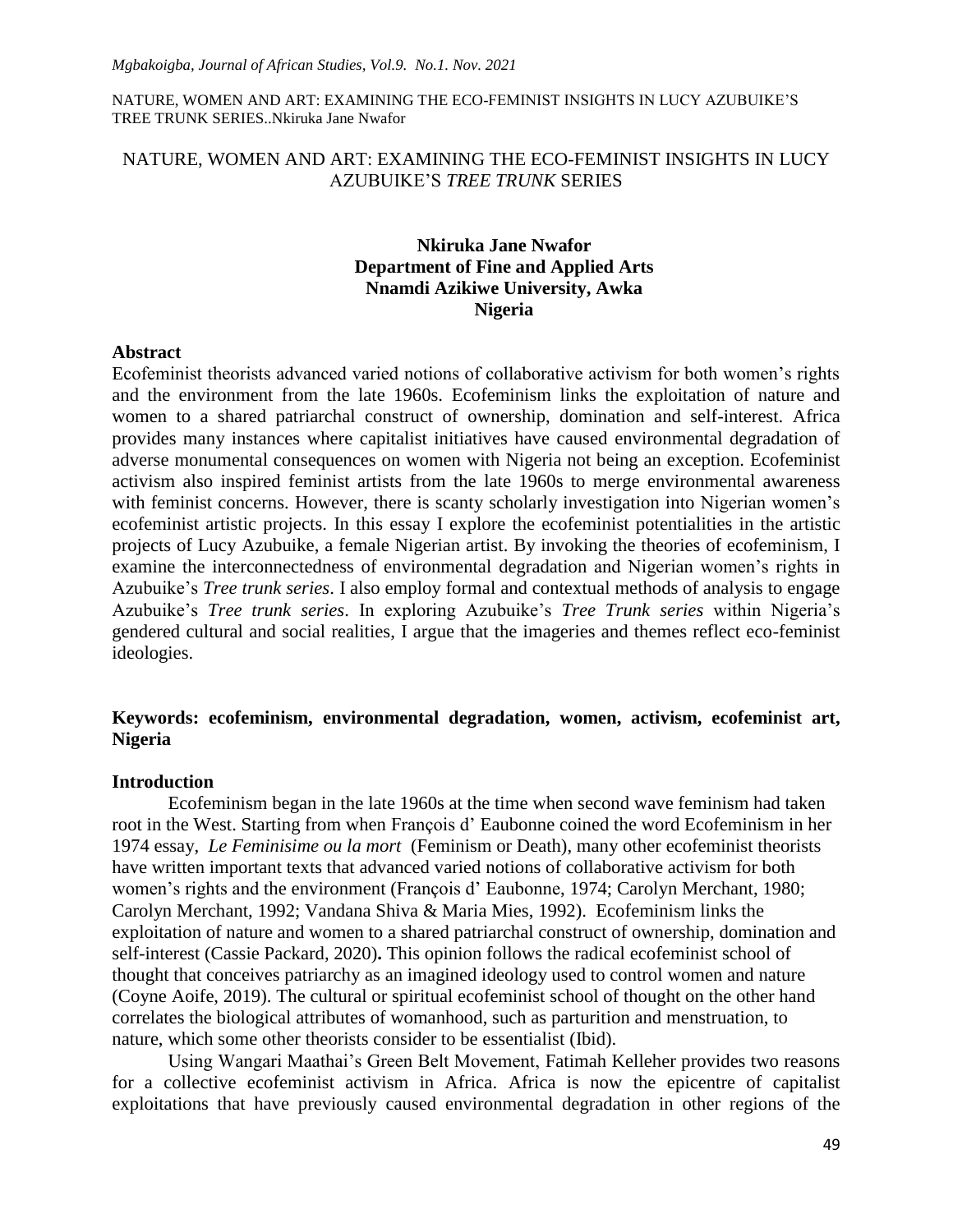# NATURE, WOMEN AND ART: EXAMINING THE ECO-FEMINIST INSIGHTS IN LUCY AZUBUIKE'S *TREE TRUNK* SERIES

**Nkiruka Jane Nwafor**
**Department of Fine and Applied Arts**
**Nnamdi Azikiwe University, Awka**
**Nigeria**

## Abstract

Ecofeminist theorists advanced varied notions of collaborative activism for both women's rights and the environment from the late 1960s. Ecofeminism links the exploitation of nature and women to a shared patriarchal construct of ownership, domination and self-interest. Africa provides many instances where capitalist initiatives have caused environmental degradation of adverse monumental consequences on women with Nigeria not being an exception. Ecofeminist activism also inspired feminist artists from the late 1960s to merge environmental awareness with feminist concerns. However, there is scanty scholarly investigation into Nigerian women's ecofeminist artistic projects. In this essay I explore the ecofeminist potentialities in the artistic projects of Lucy Azubuike, a female Nigerian artist. By invoking the theories of ecofeminism, I examine the interconnectedness of environmental degradation and Nigerian women's rights in Azubuike's *Tree trunk series*. I also employ formal and contextual methods of analysis to engage Azubuike's *Tree trunk series*. In exploring Azubuike's *Tree Trunk series* within Nigeria's gendered cultural and social realities, I argue that the imageries and themes reflect eco-feminist ideologies.

**Keywords: ecofeminism, environmental degradation, women, activism, ecofeminist art, Nigeria**

## Introduction

Ecofeminism began in the late 1960s at the time when second wave feminism had taken root in the West. Starting from when François d' Eaubonne coined the word Ecofeminism in her 1974 essay, *Le Feminisime ou la mort* (Feminism or Death), many other ecofeminist theorists have written important texts that advanced varied notions of collaborative activism for both women's rights and the environment (François d' Eaubonne, 1974; Carolyn Merchant, 1980; Carolyn Merchant, 1992; Vandana Shiva & Maria Mies, 1992). Ecofeminism links the exploitation of nature and women to a shared patriarchal construct of ownership, domination and self-interest (Cassie Packard, 2020)**.** This opinion follows the radical ecofeminist school of thought that conceives patriarchy as an imagined ideology used to control women and nature (Coyne Aoife, 2019). The cultural or spiritual ecofeminist school of thought on the other hand correlates the biological attributes of womanhood, such as parturition and menstruation, to nature, which some other theorists consider to be essentialist (Ibid).

Using Wangari Maathai's Green Belt Movement, Fatimah Kelleher provides two reasons for a collective ecofeminist activism in Africa. Africa is now the epicentre of capitalist exploitations that have previously caused environmental degradation in other regions of the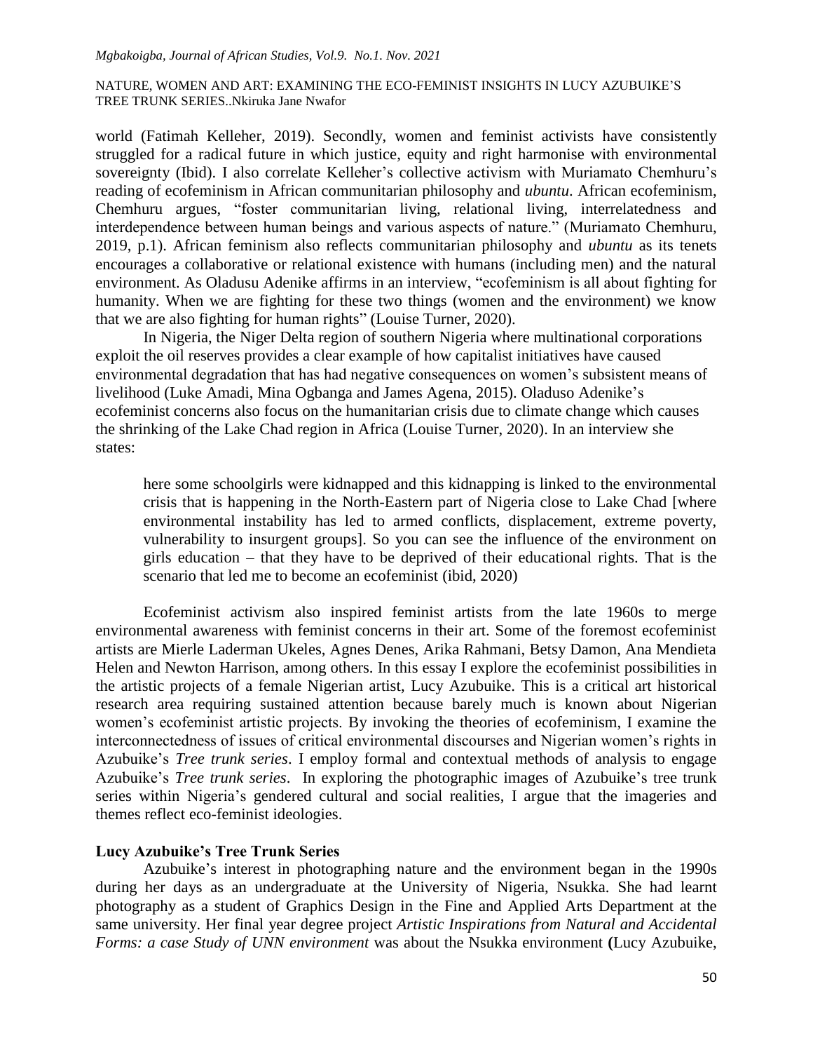world (Fatimah Kelleher, 2019). Secondly, women and feminist activists have consistently struggled for a radical future in which justice, equity and right harmonise with environmental sovereignty (Ibid). I also correlate Kelleher's collective activism with Muriamato Chemhuru's reading of ecofeminism in African communitarian philosophy and *ubuntu*. African ecofeminism, Chemhuru argues, "foster communitarian living, relational living, interrelatedness and interdependence between human beings and various aspects of nature." (Muriamato Chemhuru, 2019, p.1). African feminism also reflects communitarian philosophy and *ubuntu* as its tenets encourages a collaborative or relational existence with humans (including men) and the natural environment. As Oladusu Adenike affirms in an interview, "ecofeminism is all about fighting for humanity. When we are fighting for these two things (women and the environment) we know that we are also fighting for human rights" (Louise Turner, 2020).

In Nigeria, the Niger Delta region of southern Nigeria where multinational corporations exploit the oil reserves provides a clear example of how capitalist initiatives have caused environmental degradation that has had negative consequences on women's subsistent means of livelihood (Luke Amadi, Mina Ogbanga and James Agena, 2015). Oladuso Adenike's ecofeminist concerns also focus on the humanitarian crisis due to climate change which causes the shrinking of the Lake Chad region in Africa (Louise Turner, 2020). In an interview she states:

> here some schoolgirls were kidnapped and this kidnapping is linked to the environmental crisis that is happening in the North-Eastern part of Nigeria close to Lake Chad [where environmental instability has led to armed conflicts, displacement, extreme poverty, vulnerability to insurgent groups]. So you can see the influence of the environment on girls education – that they have to be deprived of their educational rights. That is the scenario that led me to become an ecofeminist (ibid, 2020)

Ecofeminist activism also inspired feminist artists from the late 1960s to merge environmental awareness with feminist concerns in their art. Some of the foremost ecofeminist artists are Mierle Laderman Ukeles, Agnes Denes, Arika Rahmani, Betsy Damon, Ana Mendieta Helen and Newton Harrison, among others. In this essay I explore the ecofeminist possibilities in the artistic projects of a female Nigerian artist, Lucy Azubuike. This is a critical art historical research area requiring sustained attention because barely much is known about Nigerian women's ecofeminist artistic projects. By invoking the theories of ecofeminism, I examine the interconnectedness of issues of critical environmental discourses and Nigerian women's rights in Azubuike's *Tree trunk series*. I employ formal and contextual methods of analysis to engage Azubuike's *Tree trunk series*. In exploring the photographic images of Azubuike's tree trunk series within Nigeria's gendered cultural and social realities, I argue that the imageries and themes reflect eco-feminist ideologies.

## Lucy Azubuike's Tree Trunk Series

Azubuike's interest in photographing nature and the environment began in the 1990s during her days as an undergraduate at the University of Nigeria, Nsukka. She had learnt photography as a student of Graphics Design in the Fine and Applied Arts Department at the same university. Her final year degree project *Artistic Inspirations from Natural and Accidental Forms: a case Study of UNN environment* was about the Nsukka environment **(**Lucy Azubuike,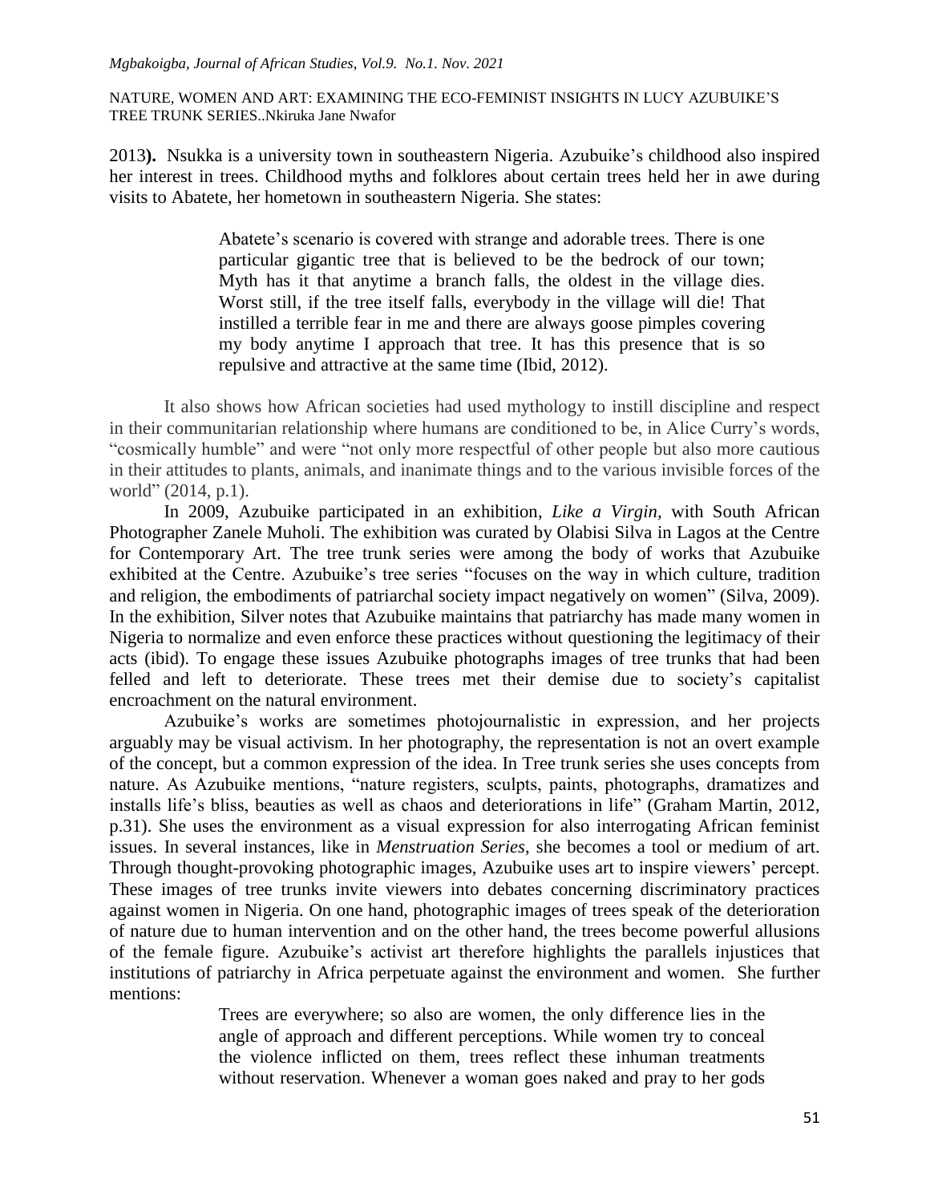2013**).** Nsukka is a university town in southeastern Nigeria. Azubuike's childhood also inspired her interest in trees. Childhood myths and folklores about certain trees held her in awe during visits to Abatete, her hometown in southeastern Nigeria. She states:

> Abatete's scenario is covered with strange and adorable trees. There is one particular gigantic tree that is believed to be the bedrock of our town; Myth has it that anytime a branch falls, the oldest in the village dies. Worst still, if the tree itself falls, everybody in the village will die! That instilled a terrible fear in me and there are always goose pimples covering my body anytime I approach that tree. It has this presence that is so repulsive and attractive at the same time (Ibid, 2012).

It also shows how African societies had used mythology to instill discipline and respect in their communitarian relationship where humans are conditioned to be, in Alice Curry's words, "cosmically humble" and were "not only more respectful of other people but also more cautious in their attitudes to plants, animals, and inanimate things and to the various invisible forces of the world" (2014, p.1).

In 2009, Azubuike participated in an exhibition, *Like a Virgin,* with South African Photographer Zanele Muholi. The exhibition was curated by Olabisi Silva in Lagos at the Centre for Contemporary Art. The tree trunk series were among the body of works that Azubuike exhibited at the Centre. Azubuike's tree series "focuses on the way in which culture, tradition and religion, the embodiments of patriarchal society impact negatively on women" (Silva, 2009). In the exhibition, Silver notes that Azubuike maintains that patriarchy has made many women in Nigeria to normalize and even enforce these practices without questioning the legitimacy of their acts (ibid). To engage these issues Azubuike photographs images of tree trunks that had been felled and left to deteriorate. These trees met their demise due to society's capitalist encroachment on the natural environment.

Azubuike's works are sometimes photojournalistic in expression, and her projects arguably may be visual activism. In her photography, the representation is not an overt example of the concept, but a common expression of the idea. In Tree trunk series she uses concepts from nature. As Azubuike mentions, "nature registers, sculpts, paints, photographs, dramatizes and installs life's bliss, beauties as well as chaos and deteriorations in life" (Graham Martin, 2012, p.31). She uses the environment as a visual expression for also interrogating African feminist issues. In several instances, like in *Menstruation Series*, she becomes a tool or medium of art. Through thought-provoking photographic images, Azubuike uses art to inspire viewers' percept. These images of tree trunks invite viewers into debates concerning discriminatory practices against women in Nigeria. On one hand, photographic images of trees speak of the deterioration of nature due to human intervention and on the other hand, the trees become powerful allusions of the female figure. Azubuike's activist art therefore highlights the parallels injustices that institutions of patriarchy in Africa perpetuate against the environment and women. She further mentions:

> Trees are everywhere; so also are women, the only difference lies in the angle of approach and different perceptions. While women try to conceal the violence inflicted on them, trees reflect these inhuman treatments without reservation. Whenever a woman goes naked and pray to her gods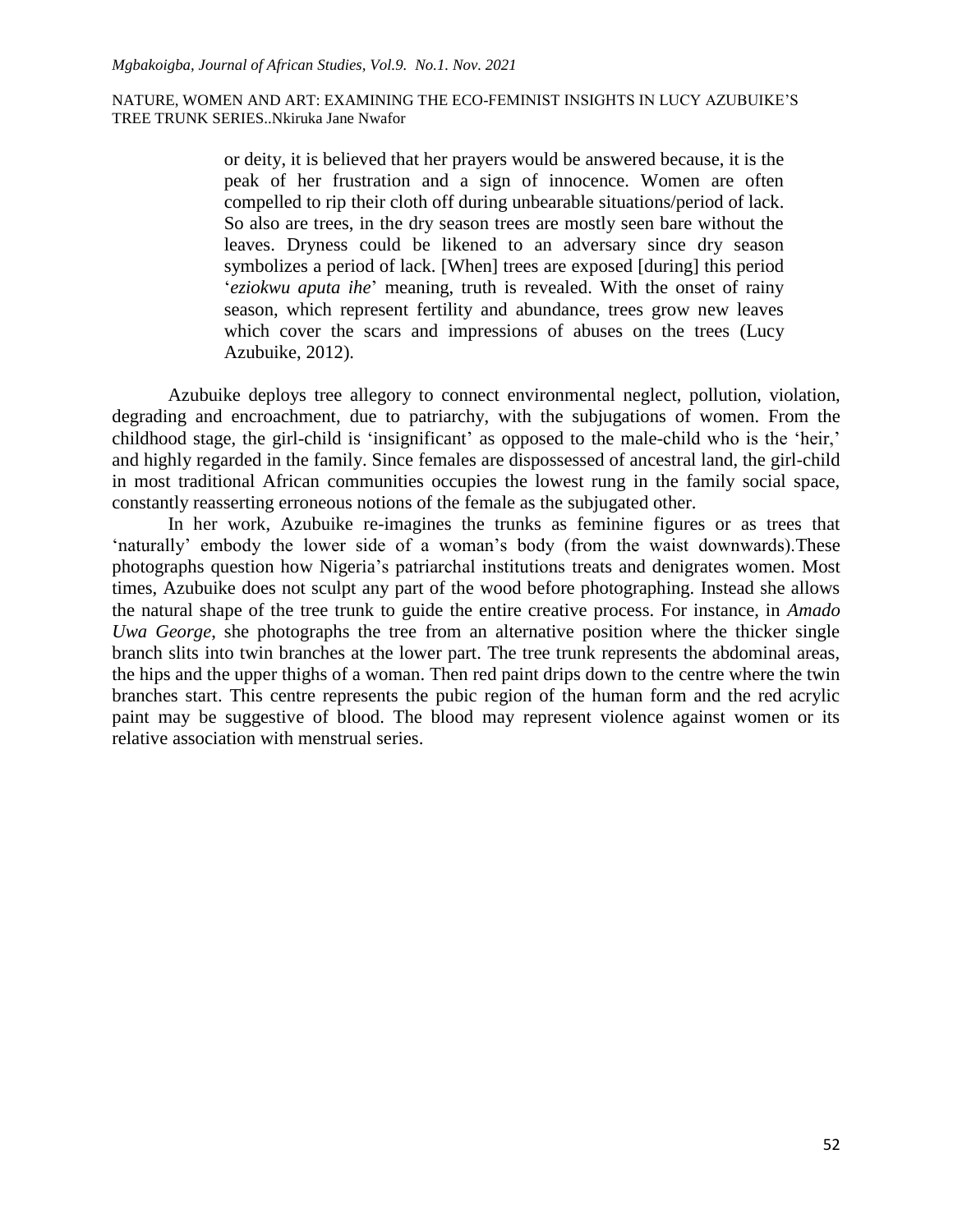> or deity, it is believed that her prayers would be answered because, it is the peak of her frustration and a sign of innocence. Women are often compelled to rip their cloth off during unbearable situations/period of lack. So also are trees, in the dry season trees are mostly seen bare without the leaves. Dryness could be likened to an adversary since dry season symbolizes a period of lack. [When] trees are exposed [during] this period '*eziokwu aputa ihe*' meaning, truth is revealed. With the onset of rainy season, which represent fertility and abundance, trees grow new leaves which cover the scars and impressions of abuses on the trees (Lucy Azubuike, 2012).

Azubuike deploys tree allegory to connect environmental neglect, pollution, violation, degrading and encroachment, due to patriarchy, with the subjugations of women. From the childhood stage, the girl-child is 'insignificant' as opposed to the male-child who is the 'heir,' and highly regarded in the family. Since females are dispossessed of ancestral land, the girl-child in most traditional African communities occupies the lowest rung in the family social space, constantly reasserting erroneous notions of the female as the subjugated other.

In her work, Azubuike re-imagines the trunks as feminine figures or as trees that 'naturally' embody the lower side of a woman's body (from the waist downwards).These photographs question how Nigeria's patriarchal institutions treats and denigrates women. Most times, Azubuike does not sculpt any part of the wood before photographing. Instead she allows the natural shape of the tree trunk to guide the entire creative process. For instance, in *Amado Uwa George*, she photographs the tree from an alternative position where the thicker single branch slits into twin branches at the lower part. The tree trunk represents the abdominal areas, the hips and the upper thighs of a woman. Then red paint drips down to the centre where the twin branches start. This centre represents the pubic region of the human form and the red acrylic paint may be suggestive of blood. The blood may represent violence against women or its relative association with menstrual series.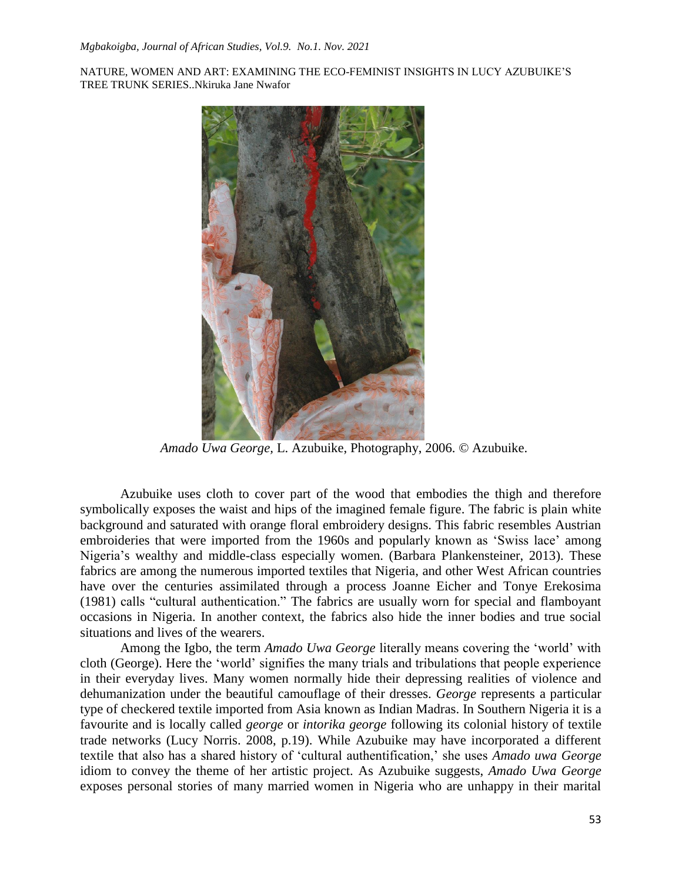*Amado Uwa George*, L. Azubuike, Photography, 2006. © Azubuike.

Azubuike uses cloth to cover part of the wood that embodies the thigh and therefore symbolically exposes the waist and hips of the imagined female figure. The fabric is plain white background and saturated with orange floral embroidery designs. This fabric resembles Austrian embroideries that were imported from the 1960s and popularly known as 'Swiss lace' among Nigeria's wealthy and middle-class especially women. (Barbara Plankensteiner, 2013). These fabrics are among the numerous imported textiles that Nigeria, and other West African countries have over the centuries assimilated through a process Joanne Eicher and Tonye Erekosima (1981) calls "cultural authentication." The fabrics are usually worn for special and flamboyant occasions in Nigeria. In another context, the fabrics also hide the inner bodies and true social situations and lives of the wearers.

Among the Igbo, the term *Amado Uwa George* literally means covering the 'world' with cloth (George). Here the 'world' signifies the many trials and tribulations that people experience in their everyday lives. Many women normally hide their depressing realities of violence and dehumanization under the beautiful camouflage of their dresses. *George* represents a particular type of checkered textile imported from Asia known as Indian Madras. In Southern Nigeria it is a favourite and is locally called *george* or *intorika george* following its colonial history of textile trade networks (Lucy Norris. 2008, p.19). While Azubuike may have incorporated a different textile that also has a shared history of 'cultural authentification,' she uses *Amado uwa George* idiom to convey the theme of her artistic project. As Azubuike suggests, *Amado Uwa George* exposes personal stories of many married women in Nigeria who are unhappy in their marital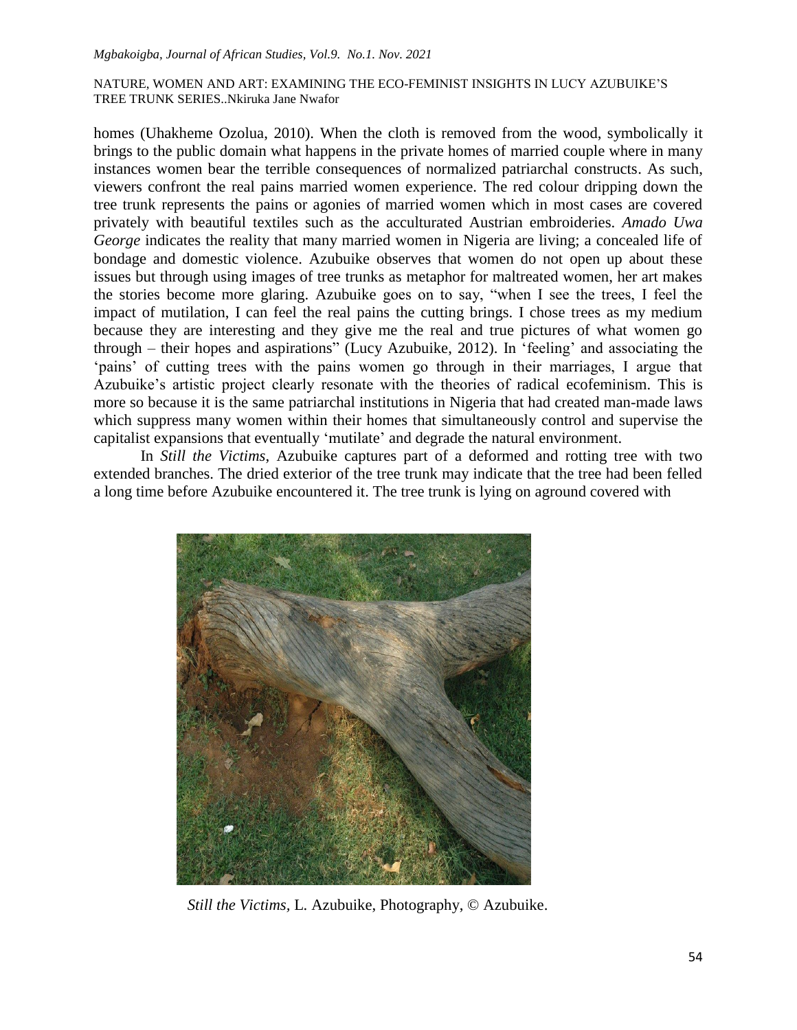homes (Uhakheme Ozolua, 2010). When the cloth is removed from the wood, symbolically it brings to the public domain what happens in the private homes of married couple where in many instances women bear the terrible consequences of normalized patriarchal constructs. As such, viewers confront the real pains married women experience. The red colour dripping down the tree trunk represents the pains or agonies of married women which in most cases are covered privately with beautiful textiles such as the acculturated Austrian embroideries. *Amado Uwa George* indicates the reality that many married women in Nigeria are living; a concealed life of bondage and domestic violence. Azubuike observes that women do not open up about these issues but through using images of tree trunks as metaphor for maltreated women, her art makes the stories become more glaring. Azubuike goes on to say, "when I see the trees, I feel the impact of mutilation, I can feel the real pains the cutting brings. I chose trees as my medium because they are interesting and they give me the real and true pictures of what women go through – their hopes and aspirations" (Lucy Azubuike, 2012). In 'feeling' and associating the 'pains' of cutting trees with the pains women go through in their marriages, I argue that Azubuike's artistic project clearly resonate with the theories of radical ecofeminism. This is more so because it is the same patriarchal institutions in Nigeria that had created man-made laws which suppress many women within their homes that simultaneously control and supervise the capitalist expansions that eventually 'mutilate' and degrade the natural environment.

In *Still the Victims*, Azubuike captures part of a deformed and rotting tree with two extended branches. The dried exterior of the tree trunk may indicate that the tree had been felled a long time before Azubuike encountered it. The tree trunk is lying on aground covered with

*Still the Victims*, L. Azubuike, Photography, © Azubuike.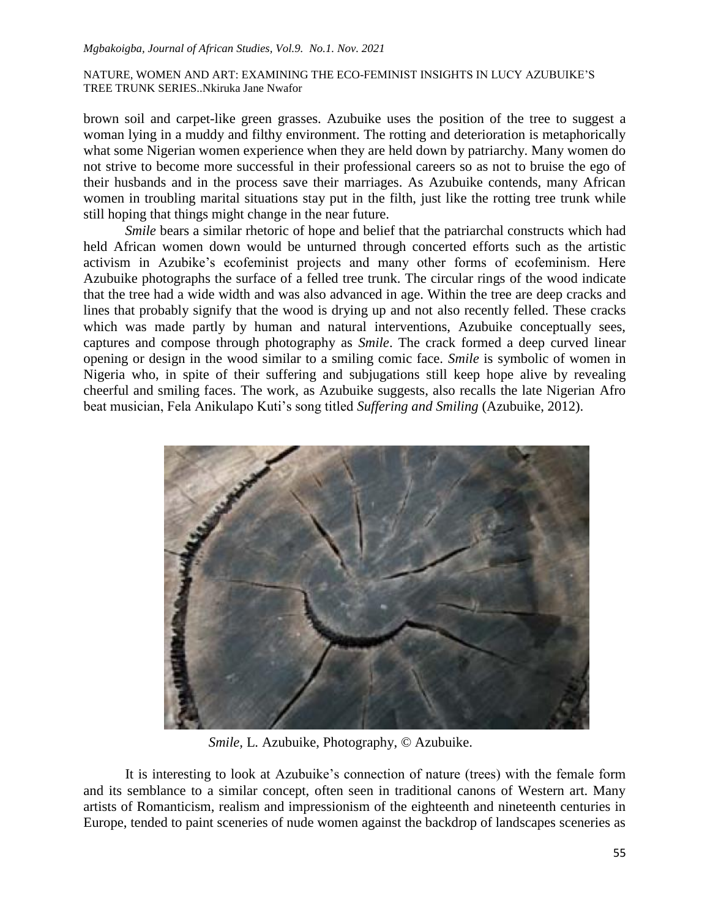brown soil and carpet-like green grasses. Azubuike uses the position of the tree to suggest a woman lying in a muddy and filthy environment. The rotting and deterioration is metaphorically what some Nigerian women experience when they are held down by patriarchy. Many women do not strive to become more successful in their professional careers so as not to bruise the ego of their husbands and in the process save their marriages. As Azubuike contends, many African women in troubling marital situations stay put in the filth, just like the rotting tree trunk while still hoping that things might change in the near future.

*Smile* bears a similar rhetoric of hope and belief that the patriarchal constructs which had held African women down would be unturned through concerted efforts such as the artistic activism in Azubike's ecofeminist projects and many other forms of ecofeminism. Here Azubuike photographs the surface of a felled tree trunk. The circular rings of the wood indicate that the tree had a wide width and was also advanced in age. Within the tree are deep cracks and lines that probably signify that the wood is drying up and not also recently felled. These cracks which was made partly by human and natural interventions, Azubuike conceptually sees, captures and compose through photography as *Smile*. The crack formed a deep curved linear opening or design in the wood similar to a smiling comic face. *Smile* is symbolic of women in Nigeria who, in spite of their suffering and subjugations still keep hope alive by revealing cheerful and smiling faces. The work, as Azubuike suggests, also recalls the late Nigerian Afro beat musician, Fela Anikulapo Kuti's song titled *Suffering and Smiling* (Azubuike, 2012).

*Smile*, L. Azubuike, Photography, © Azubuike.

It is interesting to look at Azubuike's connection of nature (trees) with the female form and its semblance to a similar concept, often seen in traditional canons of Western art. Many artists of Romanticism, realism and impressionism of the eighteenth and nineteenth centuries in Europe, tended to paint sceneries of nude women against the backdrop of landscapes sceneries as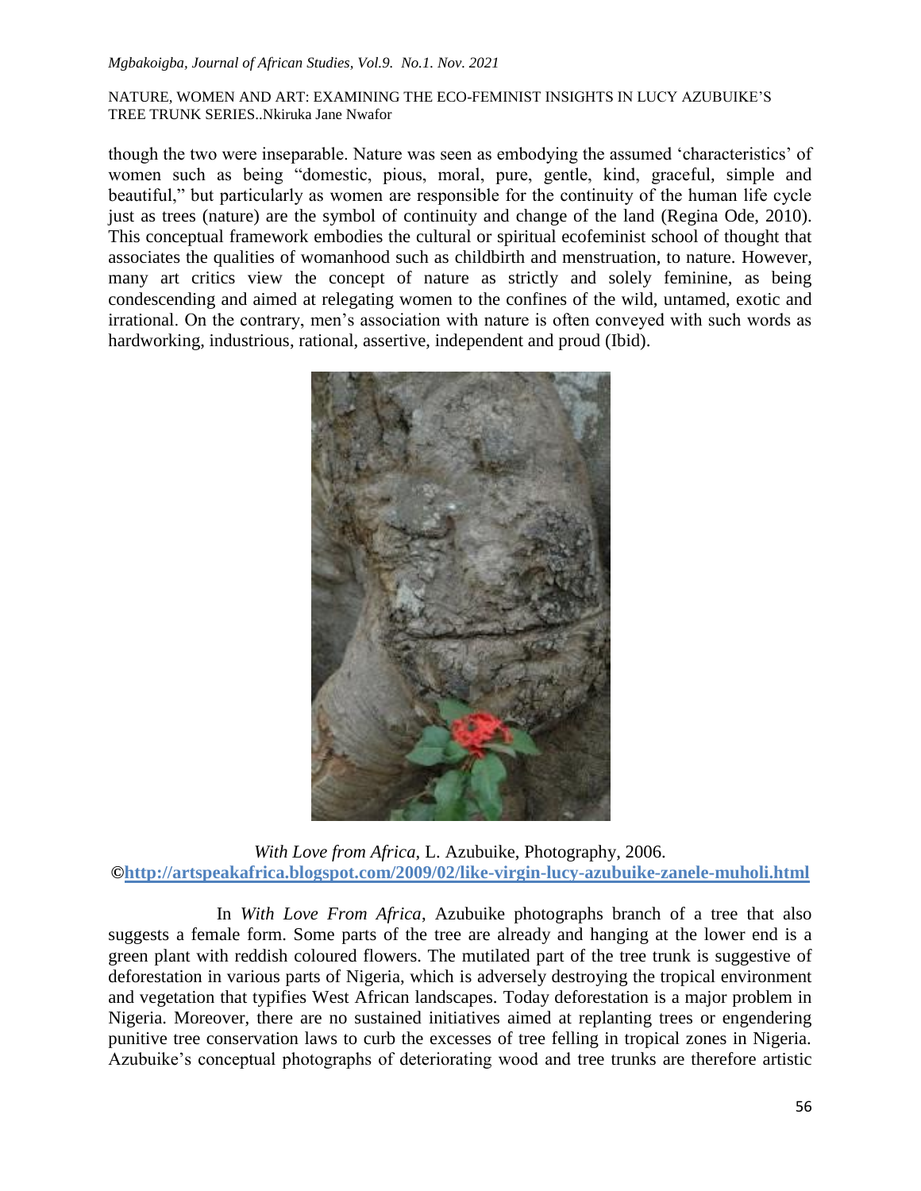though the two were inseparable. Nature was seen as embodying the assumed 'characteristics' of women such as being "domestic, pious, moral, pure, gentle, kind, graceful, simple and beautiful," but particularly as women are responsible for the continuity of the human life cycle just as trees (nature) are the symbol of continuity and change of the land (Regina Ode, 2010). This conceptual framework embodies the cultural or spiritual ecofeminist school of thought that associates the qualities of womanhood such as childbirth and menstruation, to nature. However, many art critics view the concept of nature as strictly and solely feminine, as being condescending and aimed at relegating women to the confines of the wild, untamed, exotic and irrational. On the contrary, men's association with nature is often conveyed with such words as hardworking, industrious, rational, assertive, independent and proud (Ibid).

*With Love from Africa*, L. Azubuike, Photography, 2006.
©http://artspeakafrica.blogspot.com/2009/02/like-virgin-lucy-azubuike-zanele-muholi.html

In *With Love From Africa*, Azubuike photographs branch of a tree that also suggests a female form. Some parts of the tree are already and hanging at the lower end is a green plant with reddish coloured flowers. The mutilated part of the tree trunk is suggestive of deforestation in various parts of Nigeria, which is adversely destroying the tropical environment and vegetation that typifies West African landscapes. Today deforestation is a major problem in Nigeria. Moreover, there are no sustained initiatives aimed at replanting trees or engendering punitive tree conservation laws to curb the excesses of tree felling in tropical zones in Nigeria. Azubuike's conceptual photographs of deteriorating wood and tree trunks are therefore artistic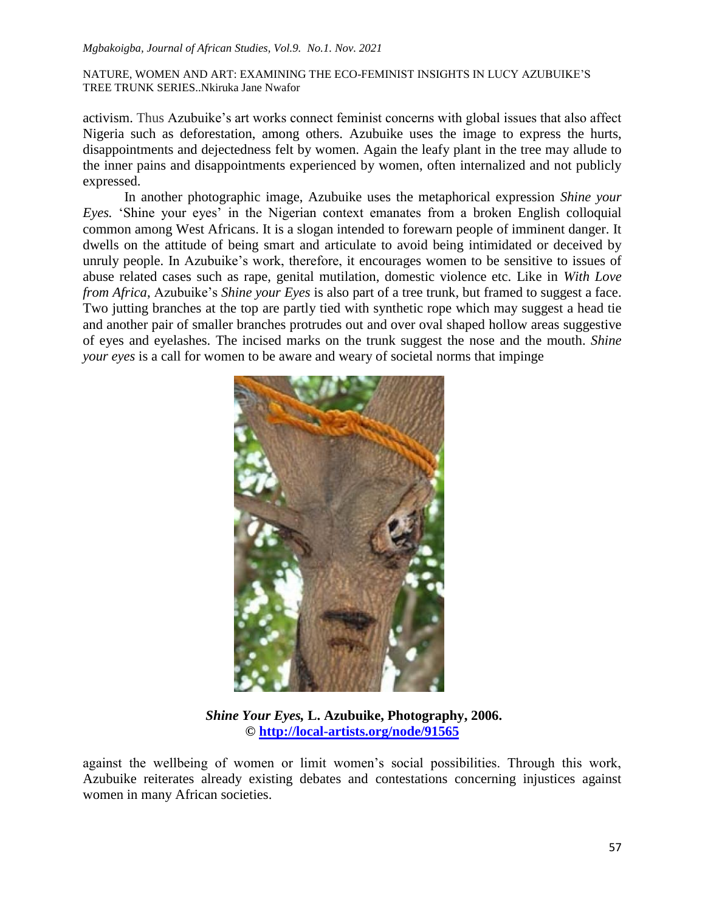activism. Thus Azubuike's art works connect feminist concerns with global issues that also affect Nigeria such as deforestation, among others. Azubuike uses the image to express the hurts, disappointments and dejectedness felt by women. Again the leafy plant in the tree may allude to the inner pains and disappointments experienced by women, often internalized and not publicly expressed.

In another photographic image, Azubuike uses the metaphorical expression *Shine your Eyes.* 'Shine your eyes' in the Nigerian context emanates from a broken English colloquial common among West Africans. It is a slogan intended to forewarn people of imminent danger. It dwells on the attitude of being smart and articulate to avoid being intimidated or deceived by unruly people. In Azubuike's work, therefore, it encourages women to be sensitive to issues of abuse related cases such as rape, genital mutilation, domestic violence etc. Like in *With Love from Africa*, Azubuike's *Shine your Eyes* is also part of a tree trunk, but framed to suggest a face. Two jutting branches at the top are partly tied with synthetic rope which may suggest a head tie and another pair of smaller branches protrudes out and over oval shaped hollow areas suggestive of eyes and eyelashes. The incised marks on the trunk suggest the nose and the mouth. *Shine your eyes* is a call for women to be aware and weary of societal norms that impinge

***Shine Your Eyes,* L. Azubuike, Photography, 2006.**
**© http://local-artists.org/node/91565**

against the wellbeing of women or limit women's social possibilities. Through this work, Azubuike reiterates already existing debates and contestations concerning injustices against women in many African societies.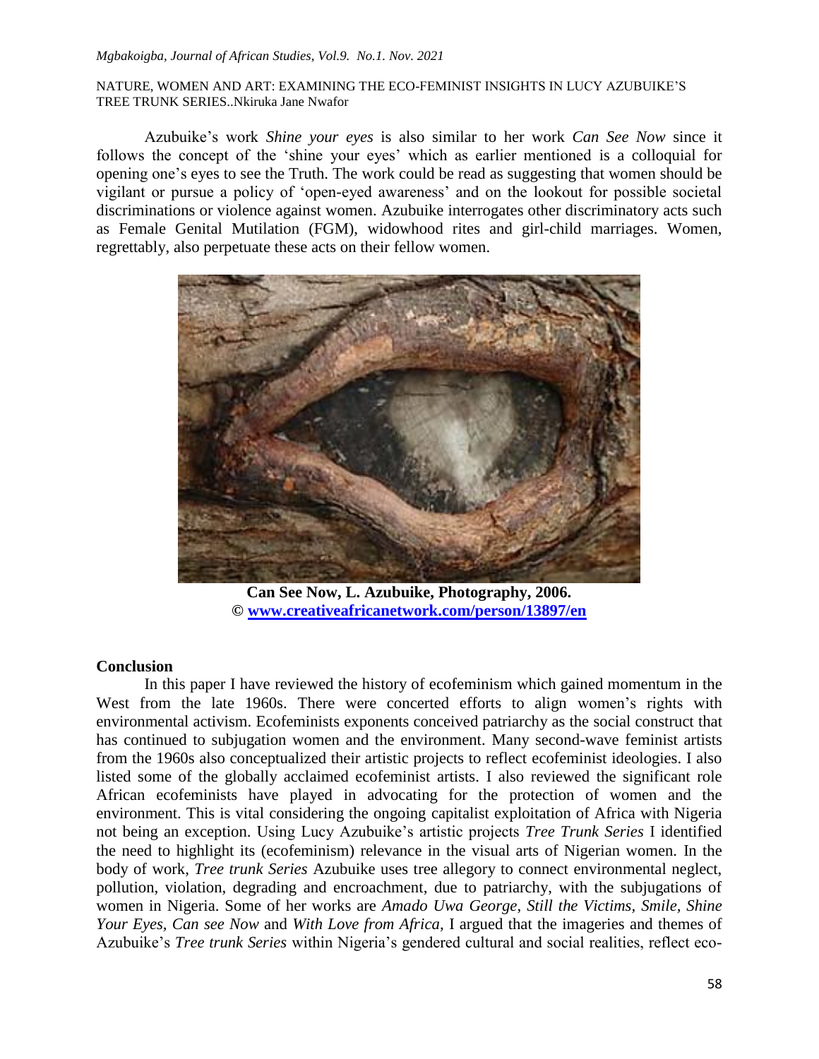Azubuike's work *Shine your eyes* is also similar to her work *Can See Now* since it follows the concept of the 'shine your eyes' which as earlier mentioned is a colloquial for opening one's eyes to see the Truth. The work could be read as suggesting that women should be vigilant or pursue a policy of 'open-eyed awareness' and on the lookout for possible societal discriminations or violence against women. Azubuike interrogates other discriminatory acts such as Female Genital Mutilation (FGM), widowhood rites and girl-child marriages. Women, regrettably, also perpetuate these acts on their fellow women.

**Can See Now, L. Azubuike, Photography, 2006.**
**© [www.creativeafricanetwork.com/person/13897/en](www.creativeafricanetwork.com/person/13897/en)**

## Conclusion

In this paper I have reviewed the history of ecofeminism which gained momentum in the West from the late 1960s. There were concerted efforts to align women's rights with environmental activism. Ecofeminists exponents conceived patriarchy as the social construct that has continued to subjugation women and the environment. Many second-wave feminist artists from the 1960s also conceptualized their artistic projects to reflect ecofeminist ideologies. I also listed some of the globally acclaimed ecofeminist artists. I also reviewed the significant role African ecofeminists have played in advocating for the protection of women and the environment. This is vital considering the ongoing capitalist exploitation of Africa with Nigeria not being an exception. Using Lucy Azubuike's artistic projects *Tree Trunk Series* I identified the need to highlight its (ecofeminism) relevance in the visual arts of Nigerian women. In the body of work, *Tree trunk Series* Azubuike uses tree allegory to connect environmental neglect, pollution, violation, degrading and encroachment, due to patriarchy, with the subjugations of women in Nigeria. Some of her works are *Amado Uwa George*, *Still the Victims*, *Smile, Shine Your Eyes*, *Can see Now* and *With Love from Africa*, I argued that the imageries and themes of Azubuike's *Tree trunk Series* within Nigeria's gendered cultural and social realities, reflect eco-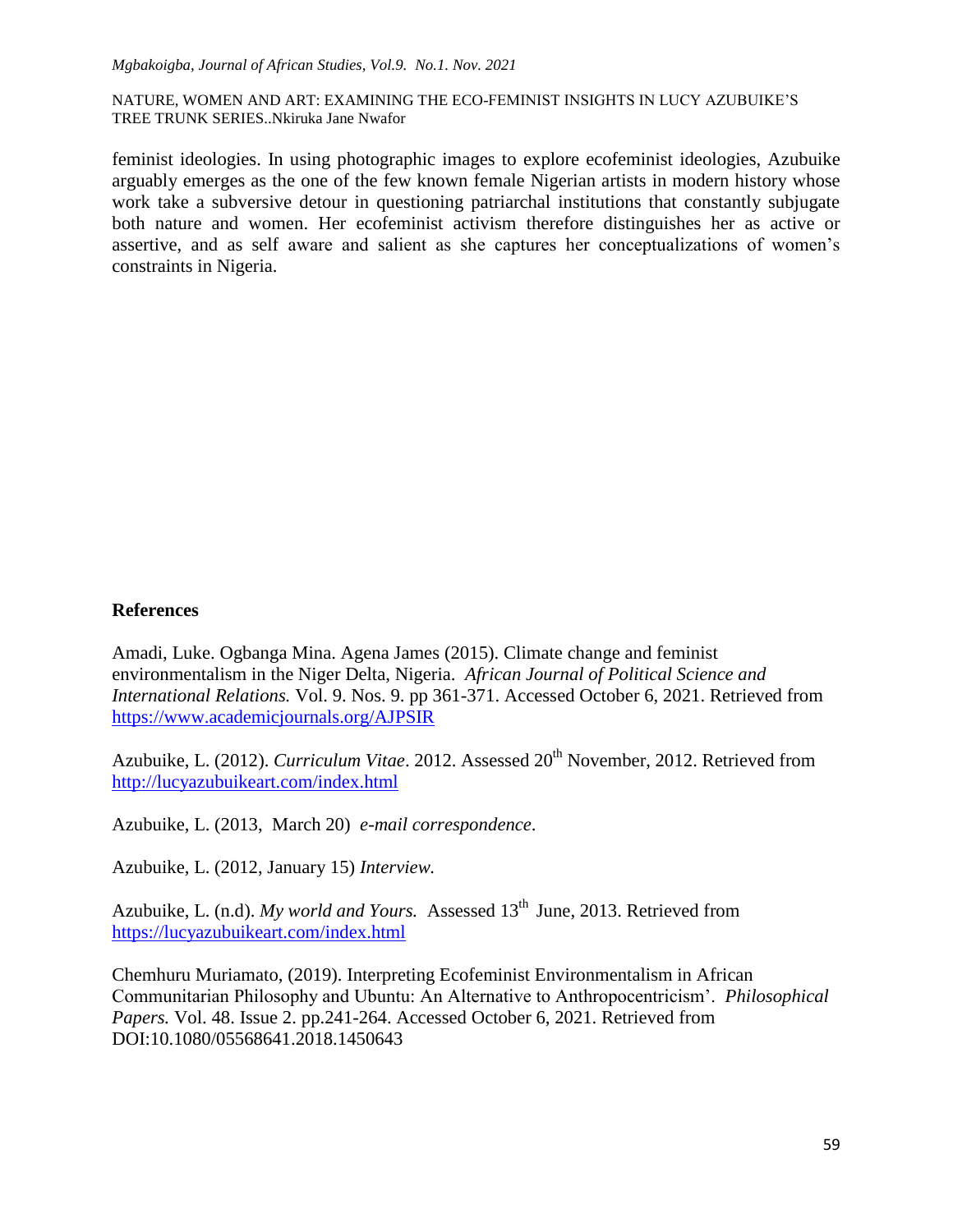feminist ideologies. In using photographic images to explore ecofeminist ideologies, Azubuike arguably emerges as the one of the few known female Nigerian artists in modern history whose work take a subversive detour in questioning patriarchal institutions that constantly subjugate both nature and women. Her ecofeminist activism therefore distinguishes her as active or assertive, and as self aware and salient as she captures her conceptualizations of women's constraints in Nigeria.

**References**

Amadi, Luke. Ogbanga Mina. Agena James (2015). Climate change and feminist environmentalism in the Niger Delta, Nigeria. *African Journal of Political Science and International Relations.* Vol. 9. Nos. 9. pp 361-371. Accessed October 6, 2021. Retrieved from https://www.academicjournals.org/AJPSIR

Azubuike, L. (2012). *Curriculum Vitae*. 2012. Assessed 20th November, 2012. Retrieved from http://lucyazubuikeart.com/index.html

Azubuike, L. (2013, March 20) *e-mail correspondence*.

Azubuike, L. (2012, January 15) *Interview.*

Azubuike, L. (n.d). *My world and Yours.* Assessed 13th June, 2013. Retrieved from https://lucyazubuikeart.com/index.html

Chemhuru Muriamato, (2019). Interpreting Ecofeminist Environmentalism in African Communitarian Philosophy and Ubuntu: An Alternative to Anthropocentricism'. *Philosophical Papers.* Vol. 48. Issue 2. pp.241-264. Accessed October 6, 2021. Retrieved from DOI:10.1080/05568641.2018.1450643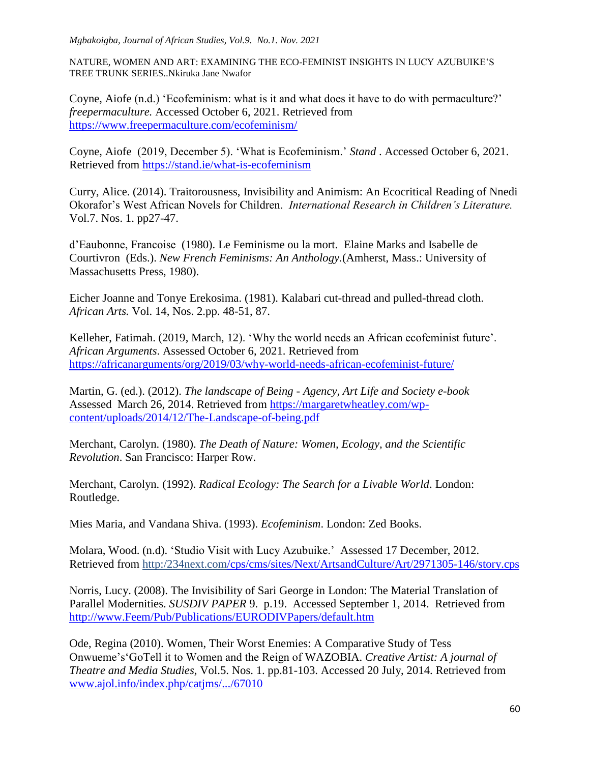Coyne, Aiofe (n.d.) 'Ecofeminism: what is it and what does it have to do with permaculture?' *freepermaculture.* Accessed October 6, 2021. Retrieved from https://www.freepermaculture.com/ecofeminism/

Coyne, Aiofe (2019, December 5). 'What is Ecofeminism.' *Stand* . Accessed October 6, 2021. Retrieved from https://stand.ie/what-is-ecofeminism

Curry, Alice. (2014). Traitorousness, Invisibility and Animism: An Ecocritical Reading of Nnedi Okorafor's West African Novels for Children. *International Research in Children's Literature.* Vol.7. Nos. 1. pp27-47.

d'Eaubonne, Francoise (1980). Le Feminisme ou la mort. Elaine Marks and Isabelle de Courtivron (Eds.). *New French Feminisms: An Anthology.*(Amherst, Mass.: University of Massachusetts Press, 1980).

Eicher Joanne and Tonye Erekosima. (1981). Kalabari cut-thread and pulled-thread cloth. *African Arts.* Vol. 14, Nos. 2.pp. 48-51, 87.

Kelleher, Fatimah. (2019, March, 12). 'Why the world needs an African ecofeminist future'. *African Arguments*. Assessed October 6, 2021. Retrieved from https://africanarguments/org/2019/03/why-world-needs-african-ecofeminist-future/

Martin, G. (ed.). (2012). *The landscape of Being - Agency, Art Life and Society e-book* Assessed March 26, 2014. Retrieved from https://margaretwheatley.com/wp-content/uploads/2014/12/The-Landscape-of-being.pdf

Merchant, Carolyn. (1980). *The Death of Nature: Women, Ecology, and the Scientific Revolution*. San Francisco: Harper Row.

Merchant, Carolyn. (1992). *Radical Ecology: The Search for a Livable World*. London: Routledge.

Mies Maria, and Vandana Shiva. (1993). *Ecofeminism*. London: Zed Books.

Molara, Wood. (n.d). 'Studio Visit with Lucy Azubuike.' Assessed 17 December, 2012. Retrieved from http:/234next.com/cps/cms/sites/Next/ArtsandCulture/Art/2971305-146/story.cps

Norris, Lucy. (2008). The Invisibility of Sari George in London: The Material Translation of Parallel Modernities. *SUSDIV PAPER* 9. p.19. Accessed September 1, 2014. Retrieved from http://www.Feem/Pub/Publications/EURODIVPapers/default.htm

Ode, Regina (2010). Women, Their Worst Enemies: A Comparative Study of Tess Onwueme's'GoTell it to Women and the Reign of WAZOBIA. *Creative Artist: A journal of Theatre and Media Studies,* Vol.5. Nos. 1. pp.81-103. Accessed 20 July, 2014. Retrieved from www.ajol.info/index.php/catjms/.../67010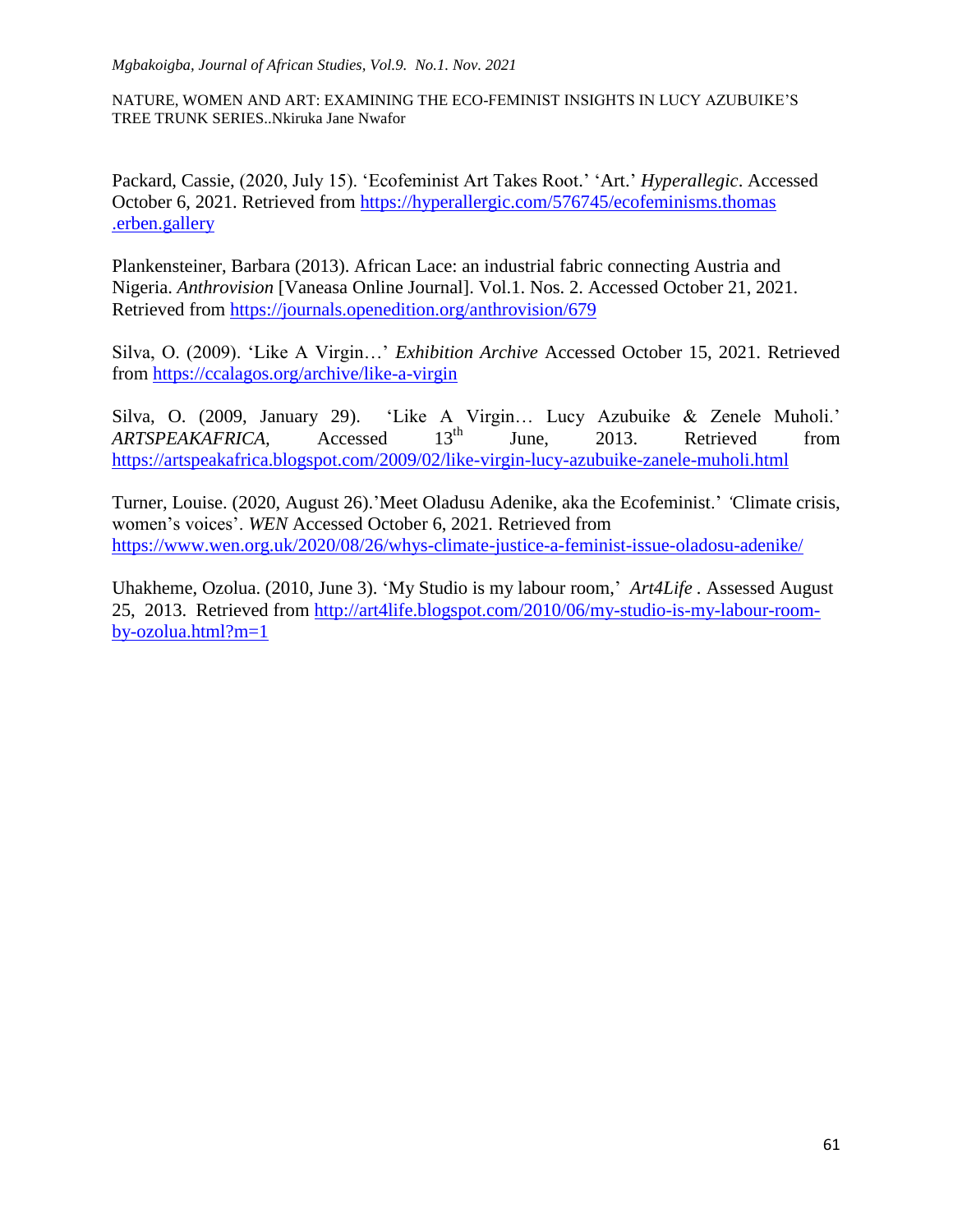Packard, Cassie, (2020, July 15). 'Ecofeminist Art Takes Root.' 'Art.' *Hyperallegic*. Accessed October 6, 2021. Retrieved from https://hyperallergic.com/576745/ecofeminisms.thomas.erben.gallery

Plankensteiner, Barbara (2013). African Lace: an industrial fabric connecting Austria and Nigeria. *Anthrovision* [Vaneasa Online Journal]. Vol.1. Nos. 2. Accessed October 21, 2021. Retrieved from https://journals.openedition.org/anthrovision/679

Silva, O. (2009). 'Like A Virgin…' *Exhibition Archive* Accessed October 15, 2021. Retrieved from https://ccalagos.org/archive/like-a-virgin

Silva, O. (2009, January 29). 'Like A Virgin… Lucy Azubuike & Zenele Muholi.' *ARTSPEAKAFRICA,* Accessed 13th June, 2013. Retrieved from https://artspeakafrica.blogspot.com/2009/02/like-virgin-lucy-azubuike-zanele-muholi.html

Turner, Louise. (2020, August 26).'Meet Oladusu Adenike, aka the Ecofeminist.' 'Climate crisis, women's voices'. *WEN* Accessed October 6, 2021. Retrieved from https://www.wen.org.uk/2020/08/26/whys-climate-justice-a-feminist-issue-oladosu-adenike/

Uhakheme, Ozolua. (2010, June 3). 'My Studio is my labour room,' *Art4Life* . Assessed August 25, 2013. Retrieved from http://art4life.blogspot.com/2010/06/my-studio-is-my-labour-room-by-ozolua.html?m=1